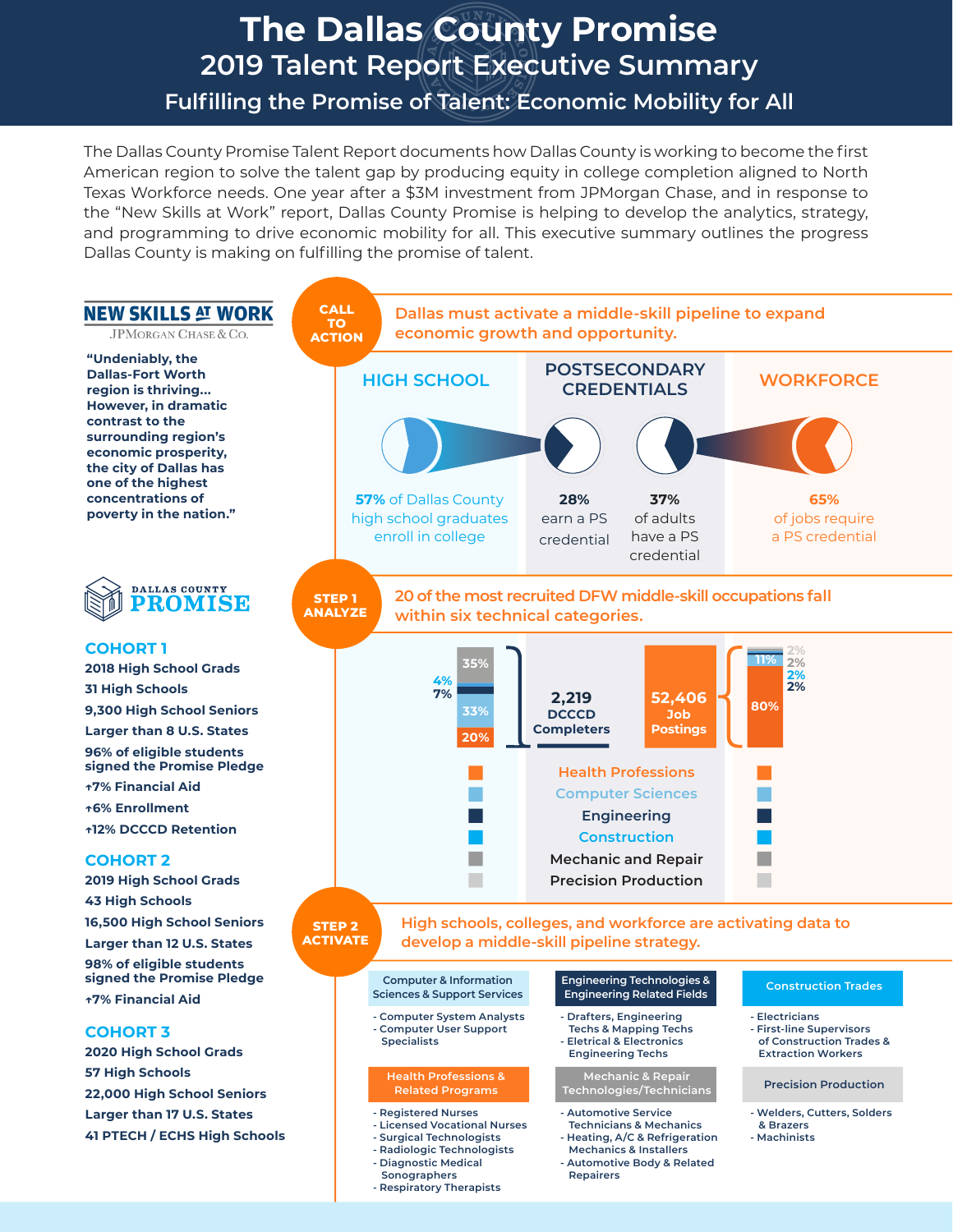# The Dallas County Promise

## 2019 Talent Report Executive Summary

### Fulfilling the Promise of Talent: Economic Mobility for All

The Dallas County Promise Talent Report documents how Dallas County is working to become the first American region to solve the talent gap by producing equity in college completion aligned to North Texas Workforce needs. One year after a $3M investment from JPMorgan Chase, and in response to the "New Skills at Work" report, Dallas County Promise is helping to develop the analytics, strategy, and programming to drive economic mobility for all. This executive summary outlines the progress Dallas County is making on fulfilling the promise of talent.

**NEW SKILLS AT WORK**
JPMorgan Chase & Co.

**"Undeniably, the Dallas-Fort Worth region is thriving... However, in dramatic contrast to the surrounding region's economic prosperity, the city of Dallas has one of the highest concentrations of poverty in the nation."**

**DALLAS COUNTY PROMISE**

### COHORT 1

- 2018 High School Grads
- 31 High Schools
- 9,300 High School Seniors
- Larger than 8 U.S. States
- 96% of eligible students signed the Promise Pledge
- ↑7% Financial Aid
- ↑6% Enrollment
- ↑12% DCCCD Retention

### COHORT 2

- 2019 High School Grads
- 43 High Schools
- 16,500 High School Seniors
- Larger than 12 U.S. States
- 98% of eligible students signed the Promise Pledge
- ↑7% Financial Aid

### COHORT 3

- 2020 High School Grads
- 57 High Schools
- 22,000 High School Seniors
- Larger than 17 U.S. States
- 41 PTECH / ECHS High Schools

## CALL TO ACTION

**Dallas must activate a middle-skill pipeline to expand economic growth and opportunity.**

| HIGH SCHOOL | POSTSECONDARY CREDENTIALS | | WORKFORCE |
|---|---|---|---|
| **57%** of Dallas County high school graduates enroll in college | **28%** earn a PS credential | **37%** of adults have a PS credential | **65%** of jobs require a PS credential |

## STEP 1 ANALYZE

**20 of the most recruited DFW middle-skill occupations fall within six technical categories.**

| Category | 2,219 DCCCD Completers | 52,406 Job Postings |
|---|---|---|
| Health Professions | 20% | 80% |
| Computer Sciences | 33% | 11% |
| Engineering | 7% | 2% |
| Construction | 4% | 2% |
| Mechanic and Repair | 35% | 2% |
| Precision Production | | 2% |

## STEP 2 ACTIVATE

**High schools, colleges, and workforce are activating data to develop a middle-skill pipeline strategy.**

**Computer & Information Sciences & Support Services**
- Computer System Analysts
- Computer User Support Specialists

**Engineering Technologies & Engineering Related Fields**
- Drafters, Engineering Techs & Mapping Techs
- Eletrical & Electronics Engineering Techs

**Construction Trades**
- Electricians
- First-line Supervisors of Construction Trades & Extraction Workers

**Health Professions & Related Programs**
- Registered Nurses
- Licensed Vocational Nurses
- Surgical Technologists
- Radiologic Technologists
- Diagnostic Medical Sonographers
- Respiratory Therapists

**Mechanic & Repair Technologies/Technicians**
- Automotive Service Technicians & Mechanics
- Heating, A/C & Refrigeration Mechanics & Installers
- Automotive Body & Related Repairers

**Precision Production**
- Welders, Cutters, Solders & Brazers
- Machinists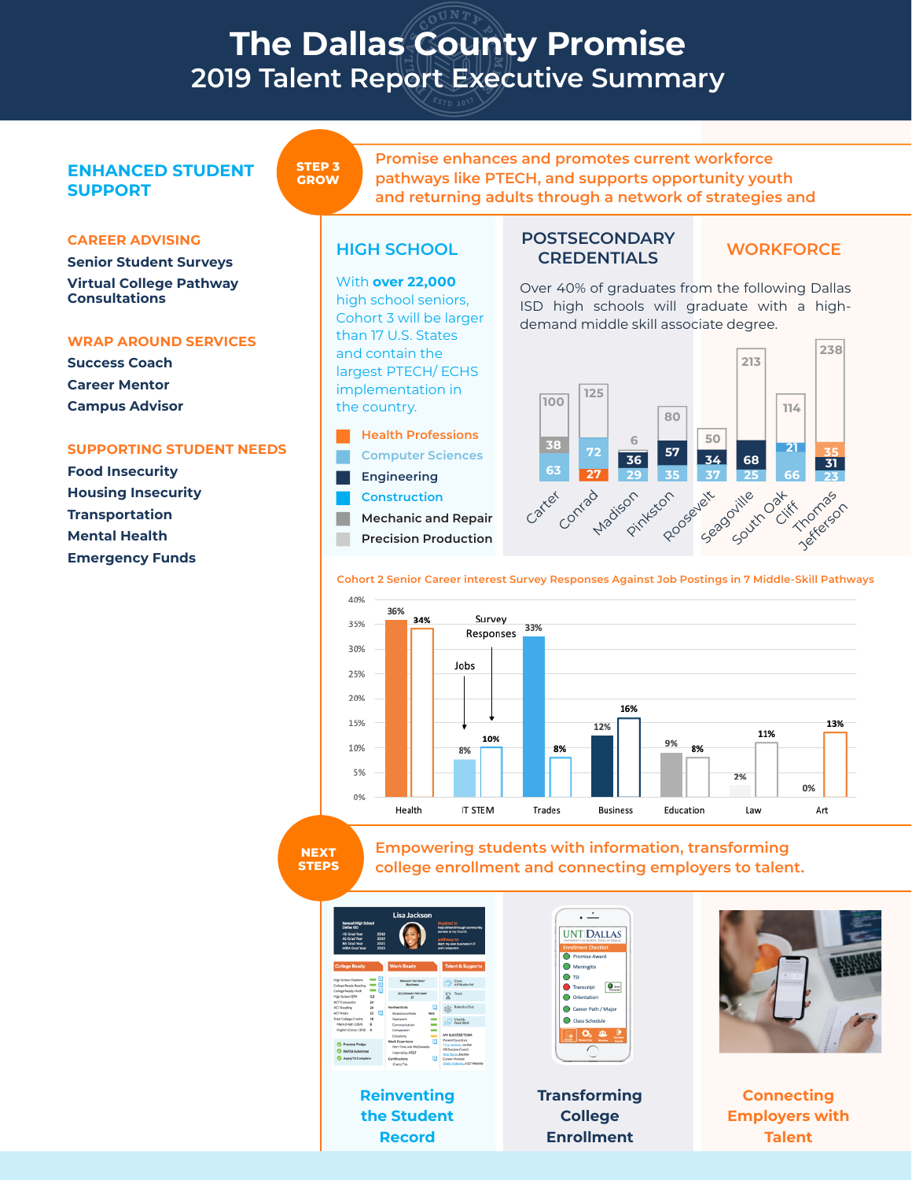# The Dallas County Promise

## 2019 Talent Report Executive Summary

### ENHANCED STUDENT SUPPORT

**CAREER ADVISING**

- Senior Student Surveys
- Virtual College Pathway Consultations

**WRAP AROUND SERVICES**

- Success Coach
- Career Mentor
- Campus Advisor

**SUPPORTING STUDENT NEEDS**

- Food Insecurity
- Housing Insecurity
- Transportation
- Mental Health
- Emergency Funds

### STEP 3 GROW

Promise enhances and promotes current workforce pathways like PTECH, and supports opportunity youth and returning adults through a network of strategies and

#### HIGH SCHOOL

With **over 22,000** high school seniors, Cohort 3 will be larger than 17 U.S. States and contain the largest PTECH/ ECHS implementation in the country.

- Health Professions
- Computer Sciences
- Engineering
- Construction
- Mechanic and Repair
- Precision Production

#### POSTSECONDARY CREDENTIALS

#### WORKFORCE

Over 40% of graduates from the following Dallas ISD high schools will graduate with a high-demand middle skill associate degree.

Carter: 100, 38, 63
Conrad: 125, 72, 27
Madison: 6, 36, 29
Pinkston: 80, 57, 35
Roosevelt: 50, 34, 37
Seagoville: 213, 68, 25
South Oak Cliff: 114, 21, 66
Thomas Jefferson: 238, 35, 31, 23

**Cohort 2 Senior Career interest Survey Responses Against Job Postings in 7 Middle-Skill Pathways**

Jobs
Survey Responses

0%, 5%, 10%, 15%, 20%, 25%, 30%, 35%, 40%

Health: 36%, 34%
IT STEM: 8%, 10%
Trades: 33%, 8%
Business: 12%, 16%
Education: 9%, 8%
Law: 2%, 11%
Art: 0%, 13%

### NEXT STEPS

Empowering students with information, transforming college enrollment and connecting employers to talent.

Lisa Jackson

UNT DALLAS
Enrollment Checklist
Promise Award
Meningitis
TSI
Transcript
Orientation
Career Path / Major
Class Schedule

**Reinventing the Student Record**

**Transforming College Enrollment**

**Connecting Employers with Talent**